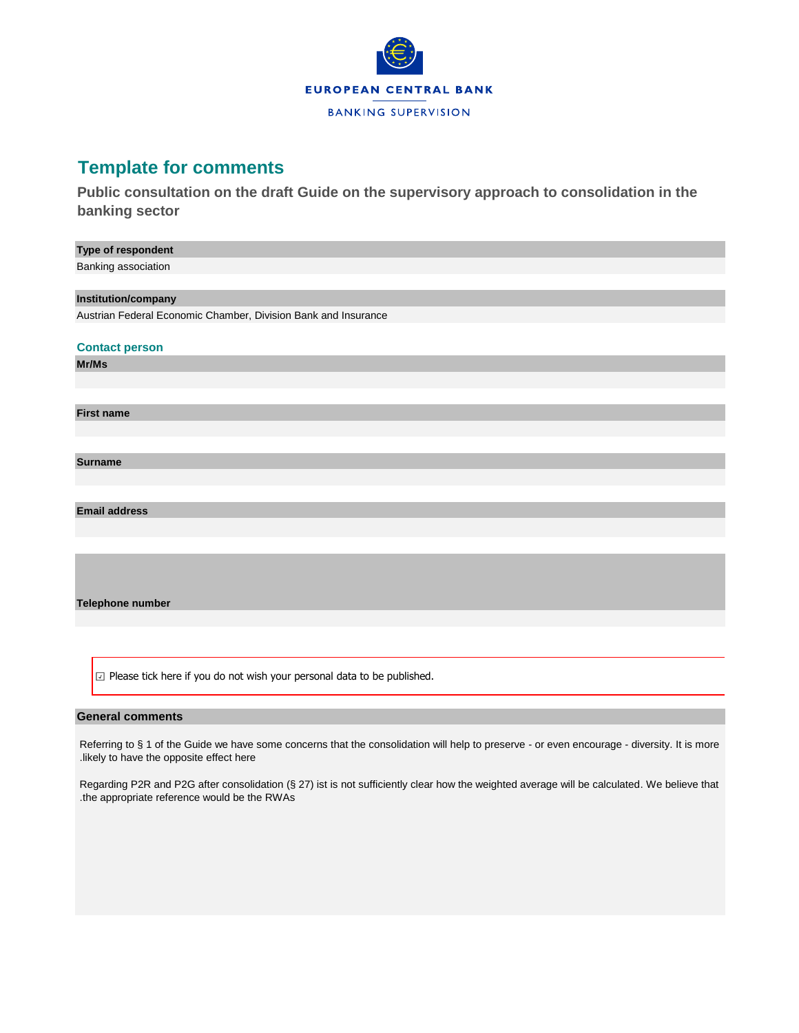EUROPEAN CENTRAL BANK

BANKING SUPERVISION

# Template for comments

## Public consultation on the draft Guide on the supervisory approach to consolidation in the banking sector

**Type of respondent**

Banking association

**Institution/company**

Austrian Federal Economic Chamber, Division Bank and Insurance

### Contact person

**Mr/Ms**

**First name**

**Surname**

**Email address**

**Telephone number**

☑ Please tick here if you do not wish your personal data to be published.

**General comments**

Referring to § 1 of the Guide we have some concerns that the consolidation will help to preserve - or even encourage - diversity. It is more .likely to have the opposite effect here

Regarding P2R and P2G after consolidation (§ 27) ist is not sufficiently clear how the weighted average will be calculated. We believe that .the appropriate reference would be the RWAs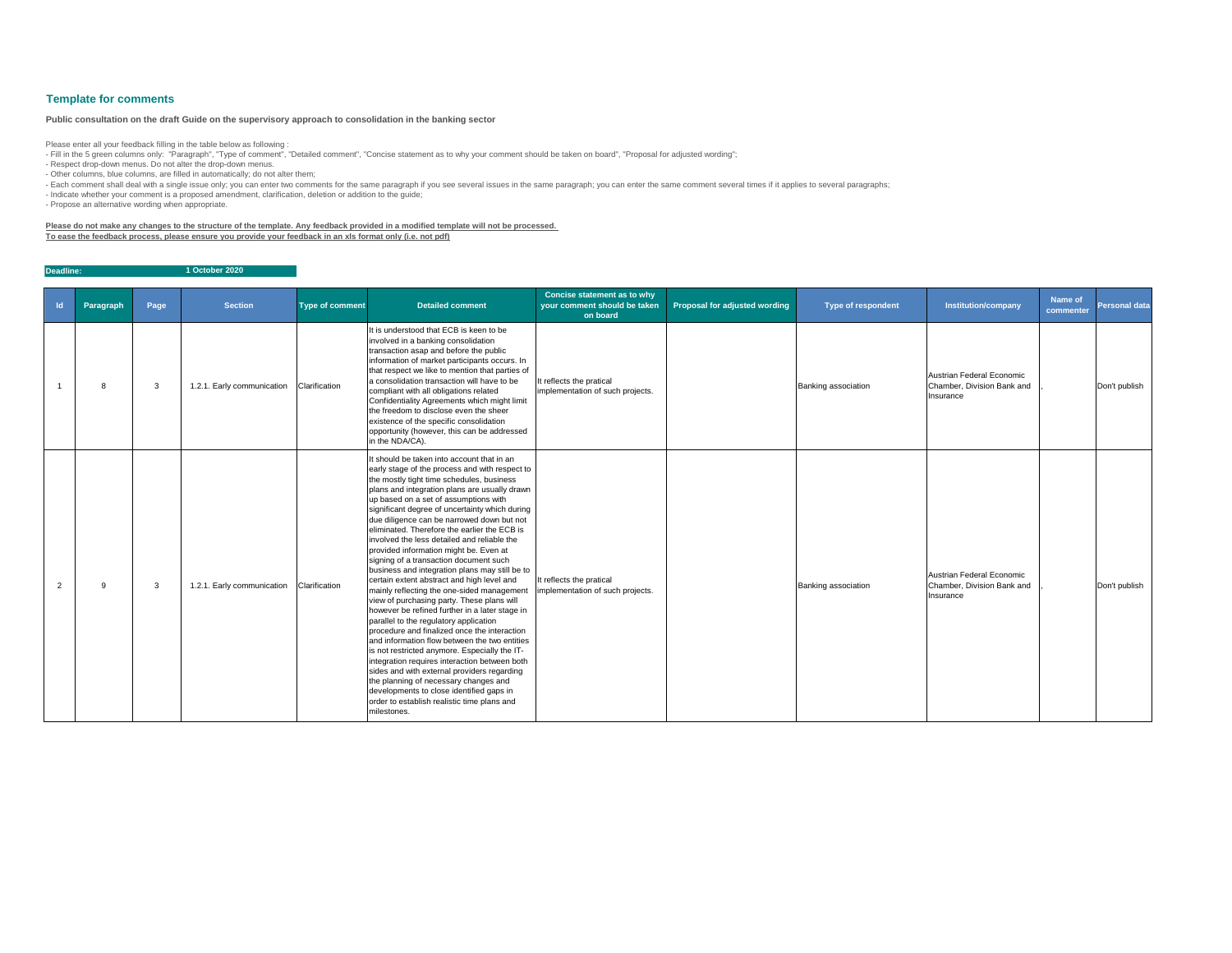## Template for comments

**Public consultation on the draft Guide on the supervisory approach to consolidation in the banking sector**

Please enter all your feedback filling in the table below as following :
- Fill in the 5 green columns only: "Paragraph", "Type of comment", "Detailed comment", "Concise statement as to why your comment should be taken on board", "Proposal for adjusted wording";
- Respect drop-down menus. Do not alter the drop-down menus.
- Other columns, blue columns, are filled in automatically; do not alter them;
- Each comment shall deal with a single issue only; you can enter two comments for the same paragraph if you see several issues in the same paragraph; you can enter the same comment several times if it applies to several paragraphs;
- Indicate whether your comment is a proposed amendment, clarification, deletion or addition to the guide;
- Propose an alternative wording when appropriate.

**Please do not make any changes to the structure of the template. Any feedback provided in a modified template will not be processed.**
**To ease the feedback process, please ensure you provide your feedback in an xls format only (i.e. not pdf)**

**Deadline: 1 October 2020**

| Id | Paragraph | Page | Section | Type of comment | Detailed comment | Concise statement as to why your comment should be taken on board | Proposal for adjusted wording | Type of respondent | Institution/company | Name of commenter | Personal data |
|---|---|---|---|---|---|---|---|---|---|---|---|
| 1 | 8 | 3 | 1.2.1. Early communication | Clarification | It is understood that ECB is keen to be involved in a banking consolidation transaction asap and before the public information of market participants occurs. In that respect we like to mention that parties of a consolidation transaction will have to be compliant with all obligations related Confidentiality Agreements which might limit the freedom to disclose even the sheer existence of the specific consolidation opportunity (however, this can be addressed in the NDA/CA). | It reflects the pratical implementation of such projects. | | Banking association | Austrian Federal Economic Chamber, Division Bank and Insurance | , | Don't publish |
| 2 | 9 | 3 | 1.2.1. Early communication | Clarification | It should be taken into account that in an early stage of the process and with respect to the mostly tight time schedules, business plans and integration plans are usually drawn up based on a set of assumptions with significant degree of uncertainty which during due diligence can be narrowed down but not eliminated. Therefore the earlier the ECB is involved the less detailed and reliable the provided information might be. Even at signing of a transaction document such business and integration plans may still be to certain extent abstract and high level and mainly reflecting the one-sided management view of purchasing party. These plans will however be refined further in a later stage in parallel to the regulatory application procedure and finalized once the interaction and information flow between the two entities is not restricted anymore. Especially the IT-integration requires interaction between both sides and with external providers regarding the planning of necessary changes and developments to close identified gaps in order to establish realistic time plans and milestones. | It reflects the pratical implementation of such projects. | | Banking association | Austrian Federal Economic Chamber, Division Bank and Insurance | , | Don't publish |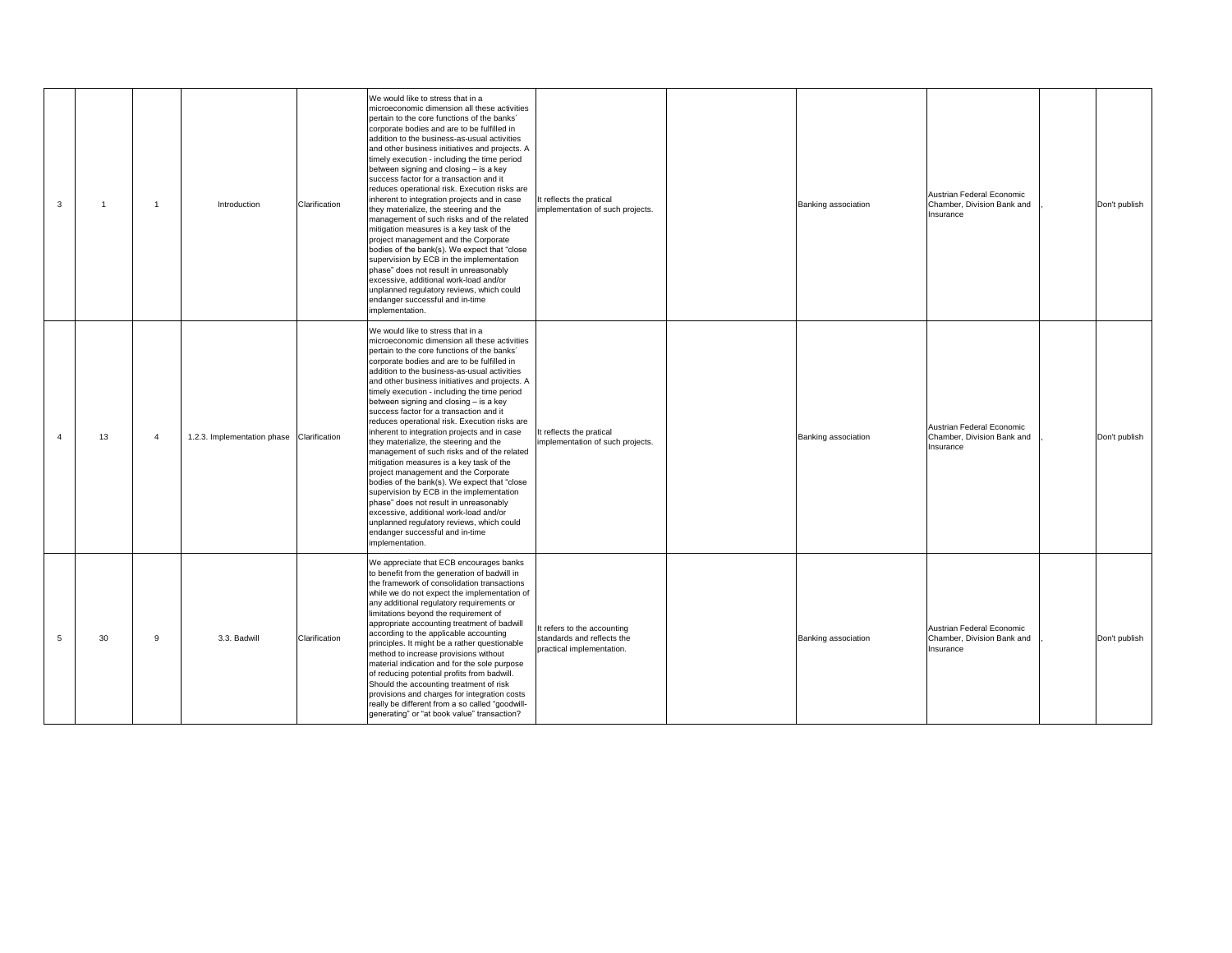| 3 | 1 | 1 | Introduction | Clarification | We would like to stress that in a microeconomic dimension all these activities pertain to the core functions of the banks´ corporate bodies and are to be fulfilled in addition to the business-as-usual activities and other business initiatives and projects. A timely execution - including the time period between signing and closing – is a key success factor for a transaction and it reduces operational risk. Execution risks are inherent to integration projects and in case they materialize, the steering and the management of such risks and of the related mitigation measures is a key task of the project management and the Corporate bodies of the bank(s). We expect that "close supervision by ECB in the implementation phase" does not result in unreasonably excessive, additional work-load and/or unplanned regulatory reviews, which could endanger successful and in-time implementation. | It reflects the pratical implementation of such projects. | | Banking association | Austrian Federal Economic Chamber, Division Bank and Insurance | , | | Don't publish |
|---|---|---|---|---|---|---|---|---|---|---|---|---|
| 4 | 13 | 4 | 1.2.3. Implementation phase | Clarification | We would like to stress that in a microeconomic dimension all these activities pertain to the core functions of the banks´ corporate bodies and are to be fulfilled in addition to the business-as-usual activities and other business initiatives and projects. A timely execution - including the time period between signing and closing – is a key success factor for a transaction and it reduces operational risk. Execution risks are inherent to integration projects and in case they materialize, the steering and the management of such risks and of the related mitigation measures is a key task of the project management and the Corporate bodies of the bank(s). We expect that "close supervision by ECB in the implementation phase" does not result in unreasonably excessive, additional work-load and/or unplanned regulatory reviews, which could endanger successful and in-time implementation. | It reflects the pratical implementation of such projects. | | Banking association | Austrian Federal Economic Chamber, Division Bank and Insurance | , | | Don't publish |
| 5 | 30 | 9 | 3.3. Badwill | Clarification | We appreciate that ECB encourages banks to benefit from the generation of badwill in the framework of consolidation transactions while we do not expect the implementation of any additional regulatory requirements or limitations beyond the requirement of appropriate accounting treatment of badwill according to the applicable accounting principles. It might be a rather questionable method to increase provisions without material indication and for the sole purpose of reducing potential profits from badwill. Should the accounting treatment of risk provisions and charges for integration costs really be different from a so called "goodwill-generating" or "at book value" transaction? | It refers to the accounting standards and reflects the practical implementation. | | Banking association | Austrian Federal Economic Chamber, Division Bank and Insurance | , | | Don't publish |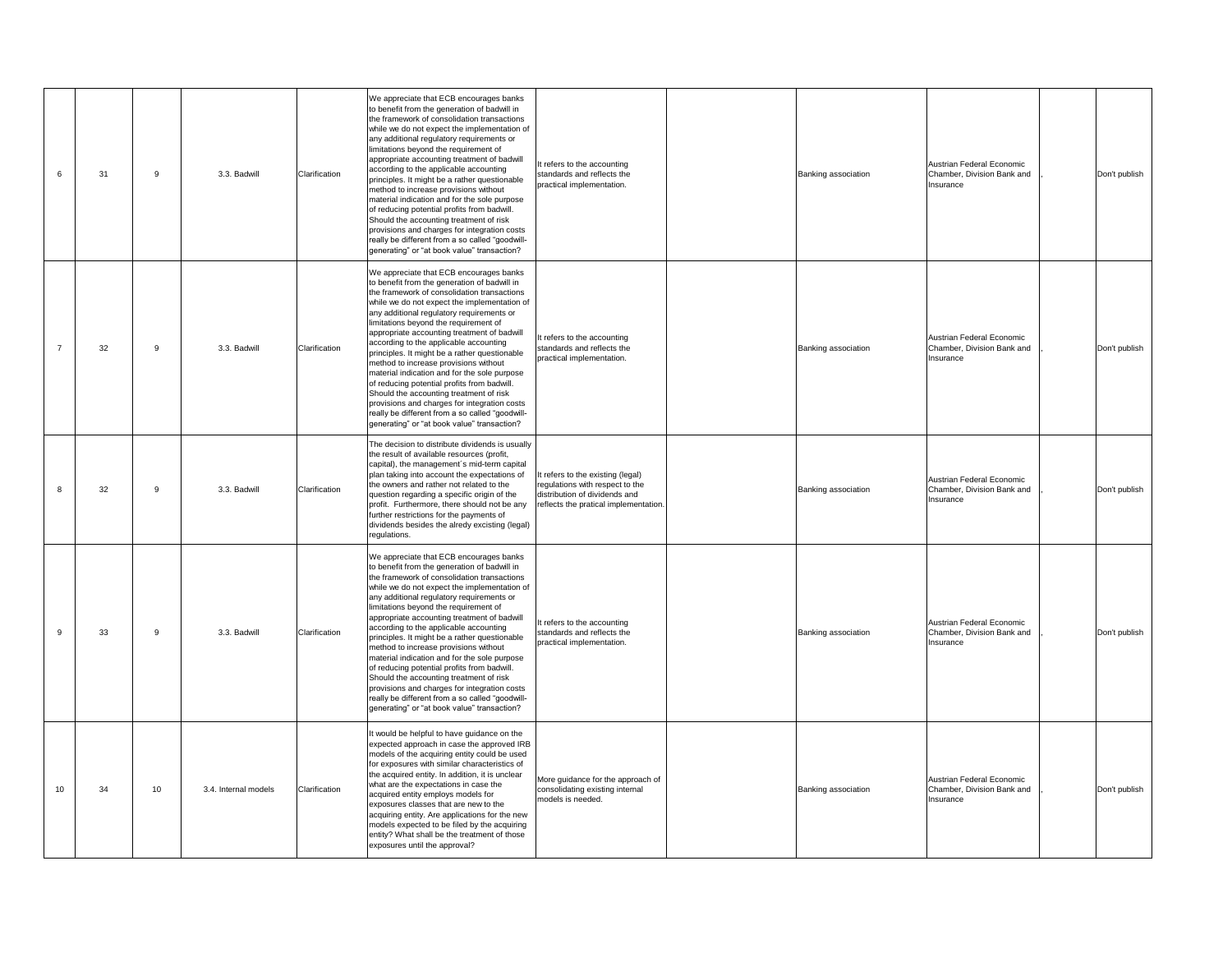| | | | | | | | | | | | |
|---|---|---|---|---|---|---|---|---|---|---|---|
| 6 | 31 | 9 | 3.3. Badwill | Clarification | We appreciate that ECB encourages banks to benefit from the generation of badwill in the framework of consolidation transactions while we do not expect the implementation of any additional regulatory requirements or limitations beyond the requirement of appropriate accounting treatment of badwill according to the applicable accounting principles. It might be a rather questionable method to increase provisions without material indication and for the sole purpose of reducing potential profits from badwill. Should the accounting treatment of risk provisions and charges for integration costs really be different from a so called "goodwill-generating" or "at book value" transaction? | It refers to the accounting standards and reflects the practical implementation. | | Banking association | Austrian Federal Economic Chamber, Division Bank and Insurance | , | Don't publish |
| 7 | 32 | 9 | 3.3. Badwill | Clarification | We appreciate that ECB encourages banks to benefit from the generation of badwill in the framework of consolidation transactions while we do not expect the implementation of any additional regulatory requirements or limitations beyond the requirement of appropriate accounting treatment of badwill according to the applicable accounting principles. It might be a rather questionable method to increase provisions without material indication and for the sole purpose of reducing potential profits from badwill. Should the accounting treatment of risk provisions and charges for integration costs really be different from a so called "goodwill-generating" or "at book value" transaction? | It refers to the accounting standards and reflects the practical implementation. | | Banking association | Austrian Federal Economic Chamber, Division Bank and Insurance | , | Don't publish |
| 8 | 32 | 9 | 3.3. Badwill | Clarification | The decision to distribute dividends is usually the result of available resources (profit, capital), the management´s mid-term capital plan taking into account the expectations of the owners and rather not related to the question regarding a specific origin of the profit. Furthermore, there should not be any further restrictions for the payments of dividends besides the alredy excisting (legal) regulations. | It refers to the existing (legal) regulations with respect to the distribution of dividends and reflects the pratical implementation. | | Banking association | Austrian Federal Economic Chamber, Division Bank and Insurance | , | Don't publish |
| 9 | 33 | 9 | 3.3. Badwill | Clarification | We appreciate that ECB encourages banks to benefit from the generation of badwill in the framework of consolidation transactions while we do not expect the implementation of any additional regulatory requirements or limitations beyond the requirement of appropriate accounting treatment of badwill according to the applicable accounting principles. It might be a rather questionable method to increase provisions without material indication and for the sole purpose of reducing potential profits from badwill. Should the accounting treatment of risk provisions and charges for integration costs really be different from a so called "goodwill-generating" or "at book value" transaction? | It refers to the accounting standards and reflects the practical implementation. | | Banking association | Austrian Federal Economic Chamber, Division Bank and Insurance | , | Don't publish |
| 10 | 34 | 10 | 3.4. Internal models | Clarification | It would be helpful to have guidance on the expected approach in case the approved IRB models of the acquiring entity could be used for exposures with similar characteristics of the acquired entity. In addition, it is unclear what are the expectations in case the acquired entity employs models for exposures classes that are new to the acquiring entity. Are applications for the new models expected to be filed by the acquiring entity? What shall be the treatment of those exposures until the approval? | More guidance for the approach of consolidating existing internal models is needed. | | Banking association | Austrian Federal Economic Chamber, Division Bank and Insurance | , | Don't publish |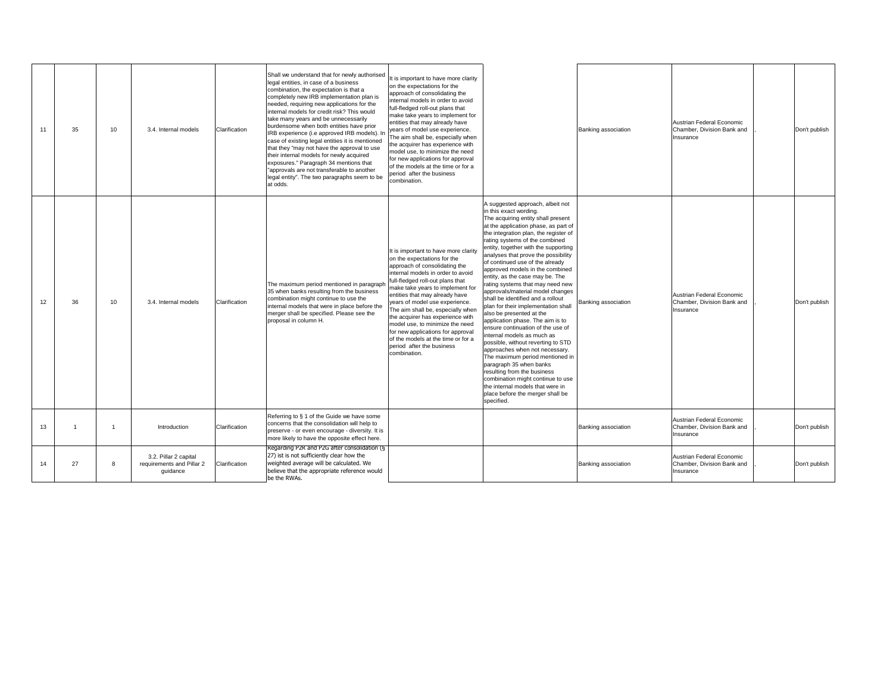| | | | | | | | | | | | | |
|---|---|---|---|---|---|---|---|---|---|---|---|---|
| 11 | 35 | 10 | 3.4. Internal models | Clarification | Shall we understand that for newly authorised legal entities, in case of a business combination, the expectation is that a completely new IRB implementation plan is needed, requiring new applications for the internal models for credit risk? This would take many years and be unnecessarily burdensome when both entities have prior IRB experience (i.e approved IRB models). In case of existing legal entities it is mentioned that they "may not have the approval to use their internal models for newly acquired exposures." Paragraph 34 mentions that "approvals are not transferable to another legal entity". The two paragraphs seem to be at odds. | It is important to have more clarity on the expectations for the approach of consolidating the internal models in order to avoid full-fledged roll-out plans that make take years to implement for entities that may already have years of model use experience. The aim shall be, especially when the acquirer has experience with model use, to minimize the need for new applications for approval of the models at the time or for a period after the business combination. | | Banking association | Austrian Federal Economic Chamber, Division Bank and Insurance | , | | Don't publish |
| 12 | 36 | 10 | 3.4. Internal models | Clarification | The maximum period mentioned in paragraph 35 when banks resulting from the business combination might continue to use the internal models that were in place before the merger shall be specified. Please see the proposal in column H. | It is important to have more clarity on the expectations for the approach of consolidating the internal models in order to avoid full-fledged roll-out plans that make take years to implement for entities that may already have years of model use experience. The aim shall be, especially when the acquirer has experience with model use, to minimize the need for new applications for approval of the models at the time or for a period after the business combination. | A suggested approach, albeit not in this exact wording. The acquiring entity shall present at the application phase, as part of the integration plan, the register of rating systems of the combined entity, together with the supporting analyses that prove the possibility of continued use of the already approved models in the combined entity, as the case may be. The rating systems that may need new approvals/material model changes shall be identified and a rollout plan for their implementation shall also be presented at the application phase. The aim is to ensure continuation of the use of internal models as much as possible, without reverting to STD approaches when not necessary. The maximum period mentioned in paragraph 35 when banks resulting from the business combination might continue to use the internal models that were in place before the merger shall be specified. | Banking association | Austrian Federal Economic Chamber, Division Bank and Insurance | , | | Don't publish |
| 13 | 1 | 1 | Introduction | Clarification | Referring to § 1 of the Guide we have some concerns that the consolidation will help to preserve - or even encourage - diversity. It is more likely to have the opposite effect here. | | | Banking association | Austrian Federal Economic Chamber, Division Bank and Insurance | , | | Don't publish |
| 14 | 27 | 8 | 3.2. Pillar 2 capital requirements and Pillar 2 guidance | Clarification | Regarding P2R and P2G after consolidation (§ 27) ist is not sufficiently clear how the weighted average will be calculated. We believe that the appropriate reference would be the RWAs. | | | Banking association | Austrian Federal Economic Chamber, Division Bank and Insurance | , | | Don't publish |